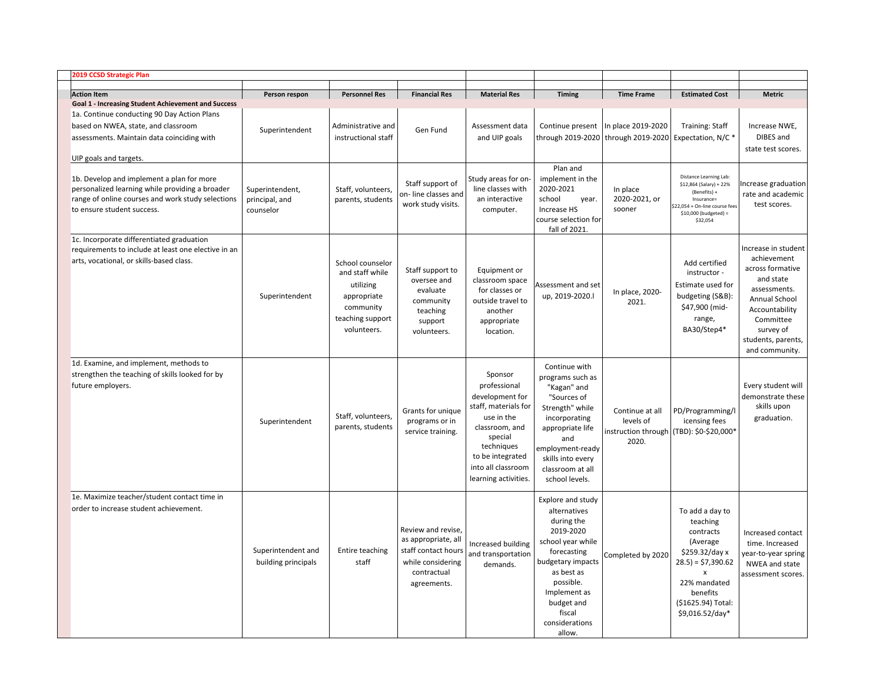**2019 CCSD Strategic Plan**

| Action Item | Person respon | Personnel Res | Financial Res | Material Res | Timing | Time Frame | Estimated Cost | Metric |
|---|---|---|---|---|---|---|---|---|
| **Goal 1 - Increasing Student Achievement and Success** | | | | | | | | |
| 1a. Continue conducting 90 Day Action Plans based on NWEA, state, and classroom assessments. Maintain data coinciding with UIP goals and targets. | Superintendent | Administrative and instructional staff | Gen Fund | Assessment data and UIP goals | Continue present through 2019-2020 | In place 2019-2020 through 2019-2020 | Training: Staff Expectation, N/C * | Increase NWE, DIBES and state test scores. |
| 1b. Develop and implement a plan for more personalized learning while providing a broader range of online courses and work study selections to ensure student success. | Superintendent, principal, and counselor | Staff, volunteers, parents, students | Staff support of on- line classes and work study visits. | Study areas for on-line classes with an interactive computer. | Plan and implement in the 2020-2021 school year. Increase HS course selection for fall of 2021. | In place 2020-2021, or sooner | Distance Learning Lab: $12,864 (Salary) + 22% (Benefits) + Insurance= $22,054 + On-line course fees $10,000 (budgeted) = $32,054 | Increase graduation rate and academic test scores. |
| 1c. Incorporate differentiated graduation requirements to include at least one elective in an arts, vocational, or skills-based class. | Superintendent | School counselor and staff while utilizing appropriate community teaching support volunteers. | Staff support to oversee and evaluate community teaching support volunteers. | Equipment or classroom space for classes or outside travel to another appropriate location. | Assessment and set up, 2019-2020.l | In place, 2020-2021. | Add certified instructor - Estimate used for budgeting (S&B): $47,900 (mid-range, BA30/Step4* | Increase in student achievement across formative and state assessments. Annual School Accountability Committee survey of students, parents, and community. |
| 1d. Examine, and implement, methods to strengthen the teaching of skills looked for by future employers. | Superintendent | Staff, volunteers, parents, students | Grants for unique programs or in service training. | Sponsor professional development for staff, materials for use in the classroom, and special techniques to be integrated into all classroom learning activities. | Continue with programs such as "Kagan" and "Sources of Strength" while incorporating appropriate life and employment-ready skills into every classroom at all school levels. | Continue at all levels of instruction through 2020. | PD/Programming/licensing fees (TBD): $0-$20,000* | Every student will demonstrate these skills upon graduation. |
| 1e. Maximize teacher/student contact time in order to increase student achievement. | Superintendent and building principals | Entire teaching staff | Review and revise, as appropriate, all staff contact hours while considering contractual agreements. | Increased building and transportation demands. | Explore and study alternatives during the 2019-2020 school year while forecasting budgetary impacts as best as possible. Implement as budget and fiscal considerations allow. | Completed by 2020 | To add a day to teaching contracts (Average $259.32/day x 28.5) = $7,390.62 x 22% mandated benefits ($1625.94) Total: $9,016.52/day* | Increased contact time. Increased year-to-year spring NWEA and state assessment scores. |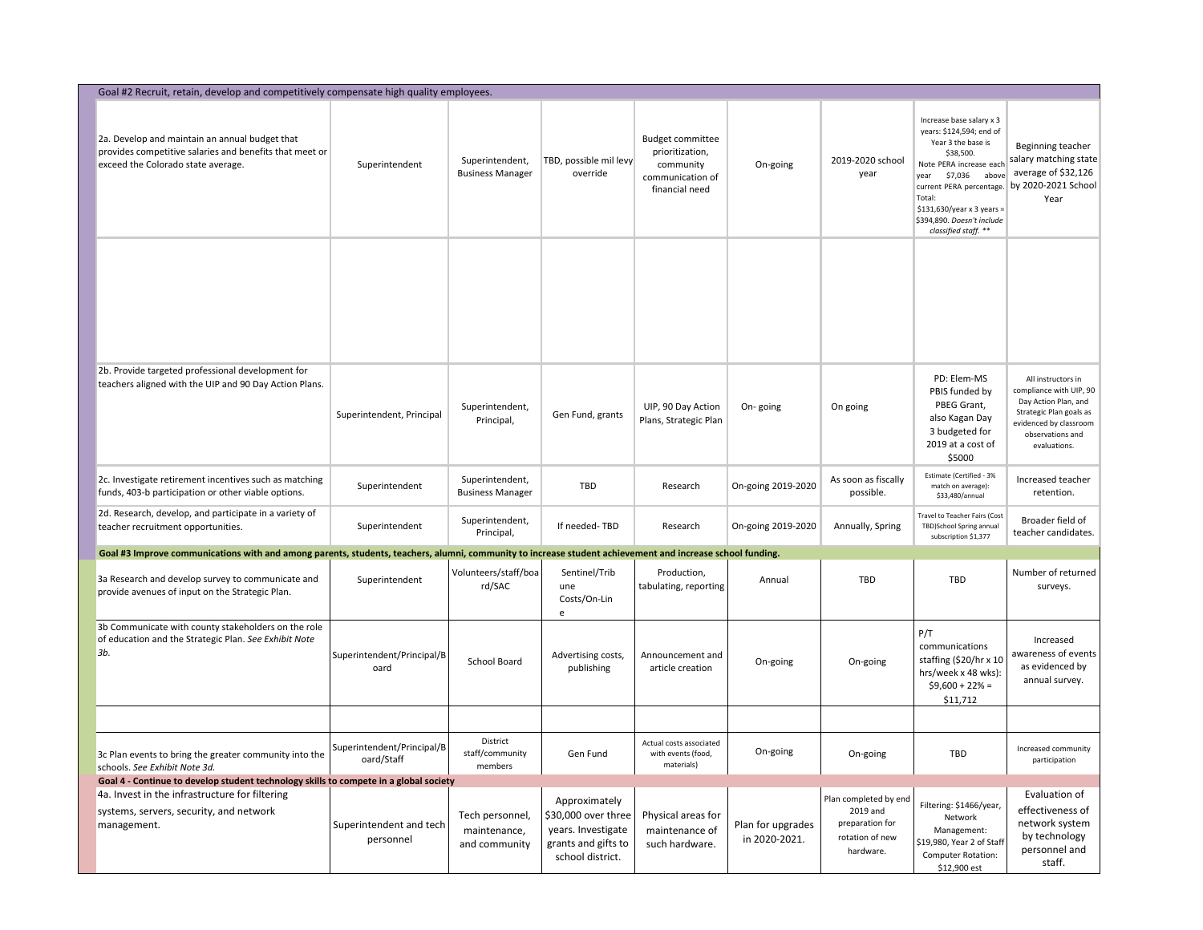| Goal #2 Recruit, retain, develop and competitively compensate high quality employees. | | | | | | | | |
|---|---|---|---|---|---|---|---|---|
| 2a. Develop and maintain an annual budget that provides competitive salaries and benefits that meet or exceed the Colorado state average. | Superintendent | Superintendent, Business Manager | TBD, possible mil levy override | Budget committee prioritization, community communication of financial need | On-going | 2019-2020 school year | Increase base salary x 3 years: $124,594; end of Year 3 the base is $38,500. Note PERA increase each year $7,036 above current PERA percentage. Total: $131,630/year x 3 years = $394,890. *Doesn't include classified staff. ** | Beginning teacher salary matching state average of $32,126 by 2020-2021 School Year |
| | | | | | | | | |
| 2b. Provide targeted professional development for teachers aligned with the UIP and 90 Day Action Plans. | Superintendent, Principal | Superintendent, Principal, | Gen Fund, grants | UIP, 90 Day Action Plans, Strategic Plan | On- going | On going | PD: Elem-MS PBIS funded by PBEG Grant, also Kagan Day 3 budgeted for 2019 at a cost of $5000 | All instructors in compliance with UIP, 90 Day Action Plan, and Strategic Plan goals as evidenced by classroom observations and evaluations. |
| 2c. Investigate retirement incentives such as matching funds, 403-b participation or other viable options. | Superintendent | Superintendent, Business Manager | TBD | Research | On-going 2019-2020 | As soon as fiscally possible. | Estimate (Certified - 3% match on average): $33,480/annual | Increased teacher retention. |
| 2d. Research, develop, and participate in a variety of teacher recruitment opportunities. | Superintendent | Superintendent, Principal, | If needed- TBD | Research | On-going 2019-2020 | Annually, Spring | Travel to Teacher Fairs (Cost TBD)School Spring annual subscription $1,377 | Broader field of teacher candidates. |
| **Goal #3 Improve communications with and among parents, students, teachers, alumni, community to increase student achievement and increase school funding.** | | | | | | | | |
| 3a Research and develop survey to communicate and provide avenues of input on the Strategic Plan. | Superintendent | Volunteers/staff/board/SAC | Sentinel/Tribune Costs/On-Line | Production, tabulating, reporting | Annual | TBD | TBD | Number of returned surveys. |
| 3b Communicate with county stakeholders on the role of education and the Strategic Plan. *See Exhibit Note 3b.* | Superintendent/Principal/Board | School Board | Advertising costs, publishing | Announcement and article creation | On-going | On-going | P/T communications staffing ($20/hr x 10 hrs/week x 48 wks): $9,600 + 22% = $11,712 | Increased awareness of events as evidenced by annual survey. |
| | | | | | | | | |
| 3c Plan events to bring the greater community into the schools. *See Exhibit Note 3d.* | Superintendent/Principal/Board/Staff | District staff/community members | Gen Fund | Actual costs associated with events (food, materials) | On-going | On-going | TBD | Increased community participation |
| **Goal 4 - Continue to develop student technology skills to compete in a global society** | | | | | | | | |
| 4a. Invest in the infrastructure for filtering systems, servers, security, and network management. | Superintendent and tech personnel | Tech personnel, maintenance, and community | Approximately $30,000 over three years. Investigate grants and gifts to school district. | Physical areas for maintenance of such hardware. | Plan for upgrades in 2020-2021. | Plan completed by end 2019 and preparation for rotation of new hardware. | Filtering: $1466/year, Network Management: $19,980, Year 2 of Staff Computer Rotation: $12,900 est | Evaluation of effectiveness of network system by technology personnel and staff. |